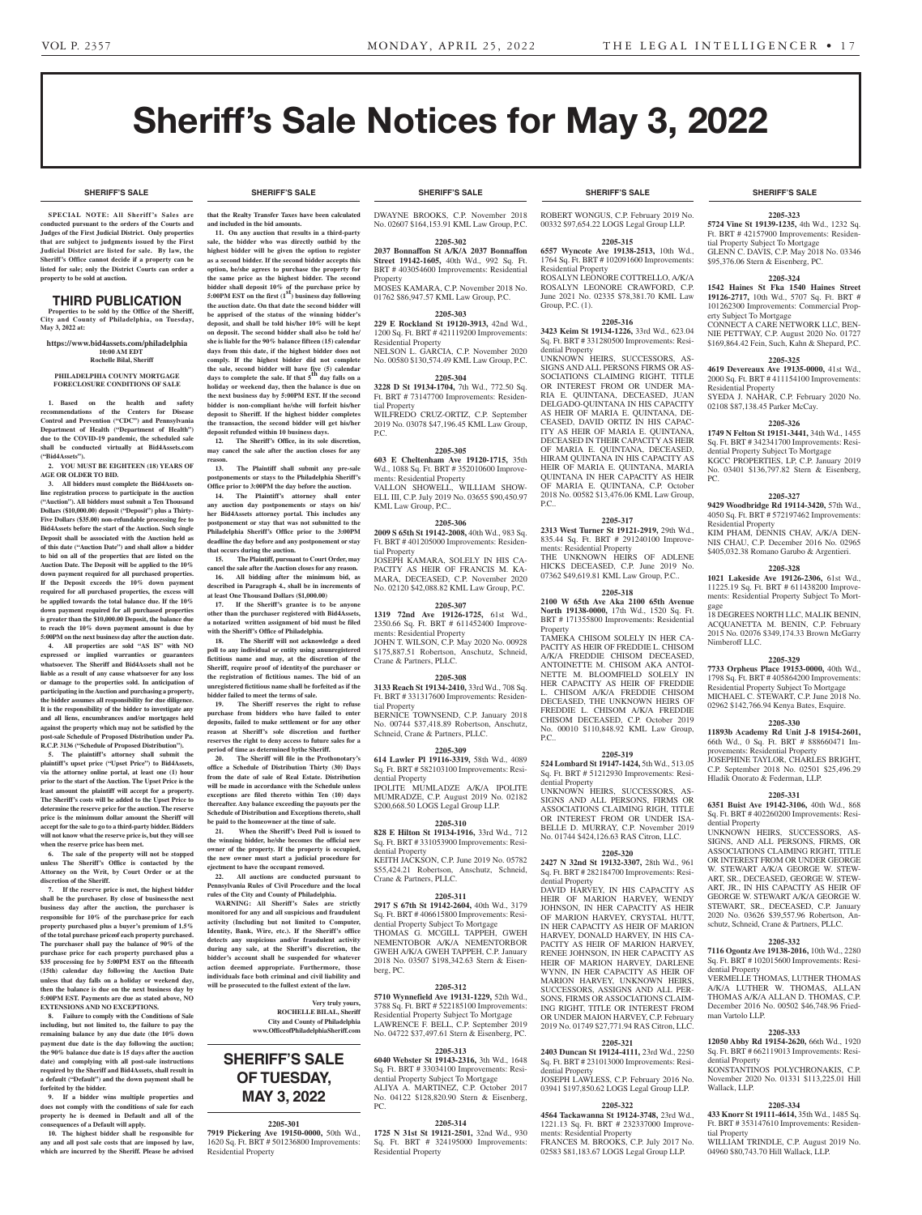# Sheriff's Sale Notices for May 3, 2022

## SHERIFF'S SALE

**SPECIAL NOTE: All Sheriff's Sales are conducted pursuant to the orders of the Courts and Judges of the First Judicial District. Only properties that are subject to judgments issued by the First Judicial District are listed for sale. By law, the Sheriff's Office cannot decide if a property can be listed for sale; only the District Courts can order a property to be sold at auction.**

## THIRD PUBLICATION

**Properties to be sold by the Office of the Sheriff, City and County of Philadelphia, on Tuesday, May 3, 2022 at:**

**https://www.bid4assets.com/philadelphia**
**10:00 AM EDT**
**Rochelle Bilal, Sheriff**

**PHILADELPHIA COUNTY MORTGAGE FORECLOSURE CONDITIONS OF SALE**

**1. Based on the health and safety recommendations of the Centers for Disease Control and Prevention ("CDC") and Pennsylvania Department of Health ("Department of Health") due to the COVID-19 pandemic, the scheduled sale shall be conducted virtually at Bid4Assets.com ("Bid4Assets").**

**2. YOU MUST BE EIGHTEEN (18) YEARS OF AGE OR OLDER TO BID.**

**3. All bidders must complete the Bid4Assets online registration process to participate in the auction ("Auction"). All bidders must submit a Ten Thousand Dollars ($10,000.00) deposit ("Deposit") plus a Thirty-Five Dollars ($35.00) non-refundable processing fee to Bid4Assets before the start of the Auction. Such single Deposit shall be associated with the Auction held as of this date ("Auction Date") and shall allow a bidder to bid on all of the properties that are listed on the Auction Date. The Deposit will be applied to the 10% down payment required for all purchased properties. If the Deposit exceeds the 10% down payment required for all purchased properties, the excess will be applied towards the total balance due. If the 10% down payment required for all purchased properties is greater than the $10,000.00 Deposit, the balance due to reach the 10% down payment amount is due by 5:00PM on the next business day after the auction date.**

**4. All properties are sold "AS IS" with NO expressed or implied warranties or guarantees whatsoever. The Sheriff and Bid4Assets shall not be liable as a result of any cause whatsoever for any loss or damage to the properties sold. In anticipation of participating in the Auction and purchasing a property, the bidder assumes all responsibility for due diligence. It is the responsibility of the bidder to investigate any and all liens, encumbrances and/or mortgages held against the property which may not be satisfied by the post-sale Schedule of Proposed Distribution under Pa. R.C.P. 3136 ("Schedule of Proposed Distribution").**

**5. The plaintiff's attorney shall submit the plaintiff's upset price ("Upset Price") to Bid4Assets, via the attorney online portal, at least one (1) hour prior to the start of the Auction. The Upset Price is the least amount the plaintiff will accept for a property. The Sheriff's costs will be added to the Upset Price to determine the reserve price for the auction. The reserve price is the minimum dollar amount the Sheriff will accept for the sale to go to a third-party bidder. Bidders will not know what the reserve price is, but they will see when the reserve price has been met.**

**6. The sale of the property will not be stopped unless The Sheriff's Office is contacted by the Attorney on the Writ, by Court Order or at the discretion of the Sheriff.**

**7. If the reserve price is met, the highest bidder shall be the purchaser. By close of businessthe next business day after the auction, the purchaser is responsible for 10% of the purchase price for each property purchased plus a buyer's premium of 1.5% of the total purchase priceof each property purchased. The purchaser shall pay the balance of 90% of the purchase price for each property purchased plus a $35 processing fee by 5:00PM EST on the fifteenth (15th) calendar day following the Auction Date unless that day falls on a holiday or weekend day, then the balance is due on the next business day by 5:00PM EST. Payments are due as stated above, NO EXTENSIONS AND NO EXCEPTIONS.**

**8. Failure to comply with the Conditions of Sale including, but not limited to, the failure to pay the remaining balance by any due date (the 10% down payment due date is the day following the auction; the 90% balance due date is 15 days after the auction date) and complying with all post-sale instructions required by the Sheriff and Bid4Assets, shall result in a default ("Default") and the down payment shall be forfeited by the bidder.**

**9. If a bidder wins multiple properties and does not comply with the conditions of sale for each property he is deemed in Default and all of the consequences of a Default will apply.**

**10. The highest bidder shall be responsible for any and all post sale costs that are imposed by law, which are incurred by the Sheriff. Please be advised that the Realty Transfer Taxes have been calculated and included in the bid amounts.**

**11. On any auction that results in a third-party sale, the bidder who was directly outbid by the highest bidder will be given the option to register as a second bidder. If the second bidder accepts this option, he/she agrees to purchase the property for the same price as the highest bidder. The second bidder shall deposit 10% of the purchase price by 5:00PM EST on the first (1st) business day following the auction date. On that date the second bidder will be apprised of the status of the winning bidder's deposit, and shall be told his/her 10% will be kept on deposit. The second bidder shall also be told he/she is liable for the 90% balance fifteen (15) calendar days from this date, if the highest bidder does not comply. If the highest bidder did not complete the sale, second bidder will have five (5) calendar days to complete the sale. If that 5th day falls on a holiday or weekend day, then the balance is due on the next business day by 5:00PM EST. If the second bidder is non-compliant he/she will forfeit his/her deposit to Sheriff. If the highest bidder completes the transaction, the second bidder will get his/her deposit refunded within 10 business days.**

**12. The Sheriff's Office, in its sole discretion, may cancel the sale after the auction closes for any reason.**

**13. The Plaintiff shall submit any pre-sale postponements or stays to the Philadelphia Sheriff's Office prior to 3:00PM the day before the auction.**

**14. The Plaintiff's attorney shall enter any auction day postponements or stays on his/her Bid4Assets attorney portal. This includes any postponement or stay that was not submitted to the Philadelphia Sheriff's Office prior to the 3:00PM deadline the day before and any postponement or stay that occurs during the auction.**

**15. The Plaintiff, pursuant to Court Order, may cancel the sale after the Auction closes for any reason.**

**16. All bidding after the minimum bid, as described in Paragraph 4., shall be in increments of at least One Thousand Dollars ($1,000.00)**

**17. If the Sheriff's grantee is to be anyone other than the purchaser registered with Bid4Assets, a notarized written assignment of bid must be filed with the Sheriff's Office of Philadelphia.**

**18. The Sheriff will not acknowledge a deed poll to any individual or entity using anunregistered fictitious name and may, at the discretion of the Sheriff, require proof of identity of the purchaser or the registration of fictitious names. The bid of an unregistered fictitious name shall be forfeited as if the bidder failed to meet the terms of sale.**

**19. The Sheriff reserves the right to refuse purchase from bidders who have failed to enter deposits, failed to make settlement or for any other reason at Sheriff's sole discretion and further reserves the right to deny access to future sales for a period of time as determined bythe Sheriff.**

**20. The Sheriff will file in the Prothonotary's office a Schedule of Distribution Thirty (30) Days from the date of sale of Real Estate. Distribution will be made in accordance with the Schedule unless exceptions are filed thereto within Ten (10) days thereafter. Any balance exceeding the payouts per the Schedule of Distribution and Exceptions thereto, shall be paid to the homeowner at the time of sale.**

**21. When the Sheriff's Deed Poll is issued to the winning bidder, he/she becomes the official new owner of the property. If the property is occupied, the new owner must start a judicial procedure for ejectment to have the occupant removed.**

**22. All auctions are conducted pursuant to Pennsylvania Rules of Civil Procedure and the local rules of the City and County of Philadelphia.**

**WARNING: All Sheriff's Sales are strictly monitored for any and all suspicious and fraudulent activity (Including but not limited to Computer, Identity, Bank, Wire, etc.) If the Sheriff's office detects any suspicious and/or fraudulent activity during any sale, at the Sheriff's discretion, the bidder's account shall be suspended for whatever action deemed appropriate. Furthermore, those individuals face both criminal and civil liability and will be prosecuted to the fullest extent of the law.**

**Very truly yours,**
**ROCHELLE BILAL, Sheriff**
**City and County of Philadelphia**
**www.OfficeofPhiladelphiaSheriff.com**

## SHERIFF'S SALE OF TUESDAY, MAY 3, 2022

**2205-301**
**7919 Pickering Ave 19150-0000,** 50th Wd., 1620 Sq. Ft. BRT # 501236800 Improvements: Residential Property
DWAYNE BROOKS, C.P. November 2018 No. 02607 $164,153.91 KML Law Group, P.C.

**2205-302**
**2037 Bonnaffon St A/K/A 2037 Bonnaffon Street 19142-1605,** 40th Wd., 992 Sq. Ft. BRT # 403054600 Improvements: Residential Property
MOSES KAMARA, C.P. November 2018 No. 01762 $86,947.57 KML Law Group, P.C.

**2205-303**
**229 E Rockland St 19120-3913,** 42nd Wd., 1200 Sq. Ft. BRT # 421119200 Improvements: Residential Property
NELSON L. GARCIA, C.P. November 2020 No. 00580 $130,574.49 KML Law Group, P.C.

**2205-304**
**3228 D St 19134-1704,** 7th Wd., 772.50 Sq. Ft. BRT # 73147700 Improvements: Residential Property
WILFREDO CRUZ-ORTIZ, C.P. September 2019 No. 03078 $47,196.45 KML Law Group, P.C.

**2205-305**
**603 E Cheltenham Ave 19120-1715,** 35th Wd., 1088 Sq. Ft. BRT # 352010600 Improvements: Residential Property
VALLON SHOWELL, WILLIAM SHOWELL III, C.P. July 2019 No. 03655 $90,450.97 KML Law Group, P.C..

**2205-306**
**2009 S 65th St 19142-2008,** 40th Wd., 983 Sq. Ft. BRT # 401205000 Improvements: Residential Property
JOSEPH KAMARA, SOLELY IN HIS CAPACITY AS HEIR OF FRANCIS M. KAMARA, DECEASED, C.P. November 2020 No. 02120 $42,088.82 KML Law Group, P.C.

**2205-307**
**1319 72nd Ave 19126-1725,** 61st Wd., 2350.66 Sq. Ft. BRT # 611452400 Improvements: Residential Property
JOHN T. WILSON, C.P. May 2020 No. 00928 $175,887.51 Robertson, Anschutz, Schneid, Crane & Partners, PLLC.

**2205-308**
**3133 Reach St 19134-2410,** 33rd Wd., 708 Sq. Ft. BRT # 331317600 Improvements: Residential Property
BERNICE TOWNSEND, C.P. January 2018 No. 00744 $37,418.89 Robertson, Anschutz, Schneid, Crane & Partners, PLLC.

**2205-309**
**614 Lawler Pl 19116-3319,** 58th Wd., 4089 Sq. Ft. BRT # 582103100 Improvements: Residential Property
IPOLITE MUMLADZE A/K/A IPOLITE MUMRADZE, C.P. August 2019 No. 02182 $200,668.50 LOGS Legal Group LLP.

**2205-310**
**828 E Hilton St 19134-1916,** 33rd Wd., 712 Sq. Ft. BRT # 331053900 Improvements: Residential Property
KEITH JACKSON, C.P. June 2019 No. 05782 $55,424.21 Robertson, Anschutz, Schneid, Crane & Partners, PLLC.

**2205-311**
**2917 S 67th St 19142-2604,** 40th Wd., 3179 Sq. Ft. BRT # 406615800 Improvements: Residential Property Subject To Mortgage
THOMAS G. MCGILL TAPPEH, GWEH NEMENTOBOR A/K/A NEMENTORBOR GWEH A/K/A GWEH TAPPEH, C.P. January 2018 No. 03507 $198,342.63 Stern & Eisenberg, PC.

**2205-312**
**5710 Wynnefield Ave 19131-1229,** 52th Wd., 3788 Sq. Ft. BRT # 522185100 Improvements: Residential Property Subject To Mortgage
LAWRENCE F. BELL, C.P. September 2019 No. 04722 $37,497.61 Stern & Eisenberg, PC.

**2205-313**
**6040 Webster St 19143-2316,** 3th Wd., 1648 Sq. Ft. BRT # 33034100 Improvements: Residential Property Subject To Mortgage
ALIYA A. MARTINEZ, C.P. October 2017 No. 04122 $128,820.90 Stern & Eisenberg, PC.

**2205-314**
**1725 N 31st St 19121-2501,** 32nd Wd., 930 Sq. Ft. BRT # 324195000 Improvements: Residential Property
ROBERT WONGUS, C.P. February 2019 No. 00332 $97,654.22 LOGS Legal Group LLP.

**2205-315**
**6557 Wyncote Ave 19138-2513,** 10th Wd., 1764 Sq. Ft. BRT # 102091600 Improvements: Residential Property
ROSALYN LEONORE COTTRELLO, A/K/A ROSALYN LEONORE CRAWFORD, C.P. June 2021 No. 02335 $78,381.70 KML Law Group, P.C. (1).

**2205-316**
**3423 Keim St 19134-1226,** 33rd Wd., 623.04 Sq. Ft. BRT # 331280500 Improvements: Residential Property
UNKNOWN HEIRS, SUCCESSORS, ASSIGNS AND ALL PERSONS FIRMS OR ASSOCIATIONS CLAIMING RIGHT, TITLE OR INTEREST FROM OR UNDER MARIA E. QUINTANA, DECEASED, JUAN DELGADO-QUINTANA IN HIS CAPACITY AS HEIR OF MARIA E. QUINTANA, DECEASED, DAVID ORTIZ IN HIS CAPACITY AS HEIR OF MARIA E. QUINTANA, DECEASED IN THEIR CAPACITY AS HEIR OF MARIA E. QUINTANA, DECEASED, HIRAM QUINTANA IN HIS CAPACITY AS HEIR OF MARIA E. QUINTANA, MARIA QUINTANA IN HER CAPACITY AS HEIR OF MARIA E. QUINTANA, C.P. October 2018 No. 00582 $13,476.06 KML Law Group, P.C..

**2205-317**
**2313 West Turner St 19121-2919,** 29th Wd., 835.44 Sq. Ft. BRT # 291240100 Improvements: Residential Property
THE UNKNOWN HEIRS OF ADLENE HICKS DECEASED, C.P. June 2019 No. 07362 $49,619.81 KML Law Group, P.C..

**2205-318**
**2100 W 65th Ave Aka 2100 65th Avenue North 19138-0000,** 17th Wd., 1520 Sq. Ft. BRT # 171355800 Improvements: Residential Property
TAMEKA CHISOM SOLELY IN HER CAPACITY AS HEIR OF FREDDIE L. CHISOM A/K/A FREDDIE CHISOM DECEASED, ANTOINETTE M. CHISOM AKA ANTOINETTE M. BLOOMFIELD SOLELY IN HER CAPACITY AS HEIR OF FREDDIE L. CHISOM A/K/A FREDDIE CHISOM DECEASED, THE UNKNOWN HEIRS OF FREDDIE L. CHISOM A/K/A FREDDIE CHISOM DECEASED, C.P. October 2019 No. 00010 $110,848.92 KML Law Group, P.C..

**2205-319**
**524 Lombard St 19147-1424,** 5th Wd., 513.05 Sq. Ft. BRT # 51212930 Improvements: Residential Property
UNKNOWN HEIRS, SUCCESSORS, ASSIGNS AND ALL PERSONS, FIRMS OR ASSOCIATIONS CLAIMING RIGHT, TITLE OR INTEREST FROM OR UNDER ISABELLE D. MURRAY, C.P. November 2019 No. 01744 $424,126.63 RAS Citron, LLC.

**2205-320**
**2427 N 32nd St 19132-3307,** 28th Wd., 961 Sq. Ft. BRT # 282184700 Improvements: Residential Property
DAVID HARVEY, IN HIS CAPACITY AS HEIR OF MARION HARVEY, WENDY JOHNSON, IN HER CAPACITY AS HEIR OF MARION HARVEY, CRYSTAL HUTT, IN HER CAPACITY AS HEIR OF MARION HARVEY, DONALD HARVEY, IN HIS CAPACITY AS HEIR OF MARION HARVEY, RENEE JOHNSON, IN HER CAPACITY AS HEIR OF MARION HARVEY, DARLENE WYNN, IN HER CAPACITY AS HEIR OF MARION HARVEY, UNKNOWN HEIRS, SUCCESSORS, ASSIGNS AND ALL PERSONS, FIRMS OR ASSOCIATIONS CLAIMING RIGHT, TITLE OR INTEREST FROM OR UNDER MAION HARVEY, C.P. February 2019 No. 01749 $27,771.94 RAS Citron, LLC.

**2205-321**
**2403 Duncan St 19124-4111,** 23rd Wd., 2250 Sq. Ft. BRT # 231013000 Improvements: Residential Property
JOSEPH LAWLESS, C.P. February 2016 No. 03941 $197,850.62 LOGS Legal Group LLP.

**2205-322**
**4564 Tackawanna St 19124-3748,** 23rd Wd., 1221.13 Sq. Ft. BRT # 232337000 Improvements: Residential Property
FRANCES M. BROOKS, C.P. July 2017 No. 02583 $81,183.67 LOGS Legal Group LLP.

**2205-323**
**5724 Vine St 19139-1235,** 4th Wd., 1232 Sq. Ft. BRT # 42157900 Improvements: Residential Property Subject To Mortgage
GLENN C. DAVIS, C.P. May 2018 No. 03346 $95,376.06 Stern & Eisenberg, PC.

**2205-324**
**1542 Haines St Fka 1540 Haines Street 19126-2717,** 10th Wd., 5707 Sq. Ft. BRT # 101262300 Improvements: Commercial Property Subject To Mortgage
CONNECT A CARE NETWORK LLC, BENNIE PETTWAY, C.P. August 2020 No. 01727 $169,864.42 Fein, Such, Kahn & Shepard, P.C.

**2205-325**
**4619 Devereaux Ave 19135-0000,** 41st Wd., 2000 Sq. Ft. BRT # 411154100 Improvements: Residential Property
SYEDA J. NAHAR, C.P. February 2020 No. 02108 $87,138.45 Parker McCay.

**2205-326**
**1749 N Felton St 19151-3441,** 34th Wd., 1455 Sq. Ft. BRT # 342341700 Improvements: Residential Property Subject To Mortgage
KGCC PROPERTIES, LP, C.P. January 2019 No. 03401 $136,797.82 Stern & Eisenberg, PC.

**2205-327**
**9429 Woodbridge Rd 19114-3420,** 57th Wd., 4050 Sq. Ft. BRT # 572197462 Improvements: Residential Property
KIM PHAM, DENNIS CHAV, A/K/A DENNIS CHAU, C.P. December 2016 No. 02965 $405,032.38 Romano Garubo & Argentieri.

**2205-328**
**1021 Lakeside Ave 19126-2306,** 61st Wd., 11225.19 Sq. Ft. BRT # 611438200 Improvements: Residential Property Subject To Mortgage
18 DEGREES NORTH LLC, MALIK BENIN, ACQUANETTA M. BENIN, C.P. February 2015 No. 02076 $349,174.33 Brown McGarry Nimeroff LLC.

**2205-329**
**7733 Orpheus Place 19153-0000,** 40th Wd., 1798 Sq. Ft. BRT # 405864200 Improvements: Residential Property Subject To Mortgage
MICHAEL C. STEWART, C.P. June 2018 No. 02962 $142,766.94 Kenya Bates, Esquire.

**2205-330**
**11893b Academy Rd Unit J-8 19154-2601,** 66th Wd., 0 Sq. Ft. BRT # 888660471 Improvements: Residential Property
JOSEPHINE TAYLOR, CHARLES BRIGHT, C.P. September 2018 No. 02501 $25,496.29 Hladik Onorato & Federman, LLP.

**2205-331**
**6351 Buist Ave 19142-3106,** 40th Wd., 868 Sq. Ft. BRT # 402260200 Improvements: Residential Property
UNKNOWN HEIRS, SUCCESSORS, ASSIGNS, AND ALL PERSONS, FIRMS, OR ASSOCIATIONS CLAIMING RIGHT, TITLE OR INTEREST FROM OR UNDER GEORGE W. STEWART A/K/A GEORGE W. STEWART, SR., DECEASED, GEORGE W. STEWART, JR., IN HIS CAPACITY AS HEIR OF GEORGE W. STEWART A/K/A GEORGE W. STEWART, SR., DECEASED, C.P. January 2020 No. 03626 $39,557.96 Robertson, Anschutz, Schneid, Crane & Partners, PLLC.

**2205-332**
**7116 Ogontz Ave 19138-2016,** 10th Wd., 2280 Sq. Ft. BRT # 102015600 Improvements: Residential Property
VERMELLE THOMAS, LUTHER THOMAS A/K/A LUTHER W. THOMAS, ALLAN THOMAS A/K/A ALLAN D. THOMAS, C.P. December 2016 No. 00502 $46,748.96 Friedman Vartolo LLP.

**2205-333**
**12050 Abby Rd 19154-2620,** 66th Wd., 1920 Sq. Ft. BRT # 662119013 Improvements: Residential Property
KONSTANTINOS POLYCHRONAKIS, C.P. November 2020 No. 01331 $113,225.01 Hill Wallack, LLP.

**2205-334**
**433 Knorr St 19111-4614,** 35th Wd., 1485 Sq. Ft. BRT # 353147610 Improvements: Residential Property
WILLIAM TRINDLE, C.P. August 2019 No. 04960 $80,743.70 Hill Wallack, LLP.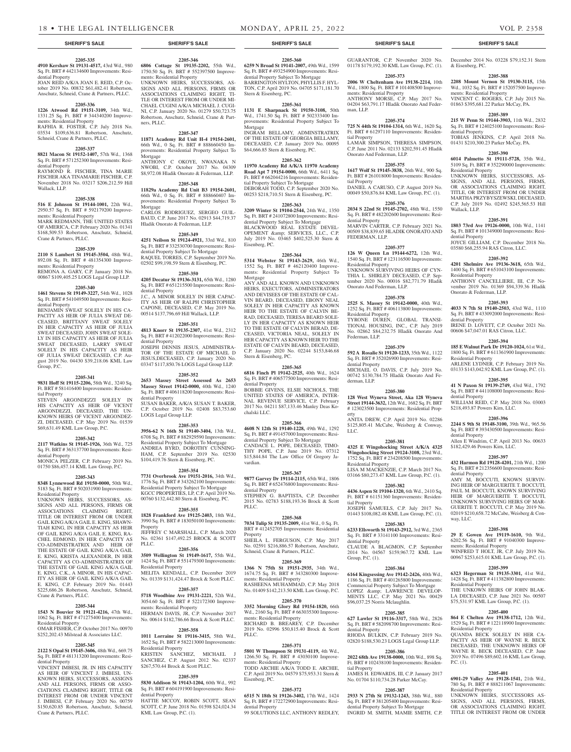**SHERIFF'S SALE**

**2205-335**

**4910 Kershaw St 19131-4517,** 43rd Wd., 980 Sq. Ft. BRT # 442134600 Improvements: Residential Property
JOAN REID A/K/A JOAN E. REID, C.P. October 2019 No. 00832 $61,482.41 Robertson, Anschutz, Schneid, Crane & Partners, PLLC.

**2205-336**

**1226 Atwood Rd 19151-3109,** 34th Wd., 1331.25 Sq. Ft. BRT # 344340200 Improvements: Residential Property
RAFHIA R. FOSTER, C.P. July 2018 No. 03534 $109,636.81 Robertson, Anschutz, Schneid, Crane & Partners, PLLC.

**2205-337**

**8821 Macon St 19152-1407,** 57th Wd., 1368 Sq. Ft. BRT # 571252300 Improvements: Residential Property
RAYMOND R. FISCHER, TINA MARIE FISCHER AKA TINAMARIE FISCHER, C.P. November 2018 No. 03217 $206,212.59 Hill Wallack, LLP.

**2205-338**

**516 E Johnson St 19144-1001,** 22th Wd., 2950.57 Sq. Ft. BRT # 592179200 Improvements: Residential Property
MARK REDMANN, THE UNITED STATES OF AMERICA, C.P. February 2020 No. 01341 $168,509.53 Robertson, Anschutz, Schneid, Crane & Partners, PLLC.

**2205-339**

**2110 S Lambert St 19145-3504,** 48th Wd., 892.08 Sq. Ft. BRT # 481354300 Improvements: Residential Property
REMONA A. GARY, C.P. January 2018 No. 00867 $109,405.25 LOGS Legal Group LLP.

**2205-340**

**1461 Stevens St 19149-3227,** 54th Wd., 1028 Sq. Ft. BRT # 541049500 Improvements: Residential Property
BENJAMIN SWEAT SOLELY IN HIS CAPACITY AS HEIR OF JULIA SWEAT DECEASED, BRITTANY SWEAT SOLELY IN HER CAPACITY AS HEIR OF JULIA SWEAT DECEASED, JOHN SWEAT SOLELY IN HIS CAPACITY AS HEIR OF JULIA SWEAT DECEASED, LARRY SWEAT SOLELY IN HIS CAPACITY AS HEIR OF JULIA SWEAT DECEASED, C.P. August 2019 No. 04430 $39,218.06 KML Law Group, P.C.

**2205-341**

**9831 Hoff St 19115-2206,** 58th Wd., 3240 Sq. Ft. BRT # 581416400 Improvements: Residential Property
STEVEN ARGONDEZZI SOLELY IN HIS CAPACITY AS HEIR OF VICENT ARGONDEZZI, DECEASED, THE UNKNOWN HEIRS OF VICENT ARGONDEZZI, DECEASED, C.P. May 2019 No. 01539 $69,631.49 KML Law Group, P.C.

**2205-342**

**2117 Watkins St 19145-1926,** 36th Wd., 725 Sq. Ft. BRT # 363137700 Improvements: Residential Property
MONICA PELZER, C.P. February 2019 No. 01750 $86,457.14 KML Law Group, P.C.

**2205-343**

**8348 Lynnewood Rd 19150-0000,** 50th Wd., 5183 Sq. Ft. BRT # 502031900 Improvements: Residential Property
UNKNOWN HEIRS, SUCCESSORS, ASSIGNS AND ALL PERSONS, FIRMS OR ASSOCIATIONS CLAIMING RIGHT, TITLE OR INTEREST FROM OR UNDER GAIL KING A/K/A GAIL E. KING, SHAWNTIAH KING, IN HER CAPACITY AS HEIR OF GAIL KING A/K/A GAIL E. KING, RACHEL EDMOND, IN HER CAPACITY AS CO-ADMINISTRATRIX AND HEIR OF THE ESTATE OF GAIL KING A/K/A GAIL E. KING, KRISTA ALEXANDER, IN HER CAPACITY AS CO-ADMINISTRATRIX OF THE ESTATE OF GAIL KING A/K/A GAIL E. KING, C.K., A MINOR, IN HIS CAPACITY AS HEIR OF GAIL KING A/K/A GAIL E. KING, C.P. February 2019 No. 01443 $225,686.26 Robertson, Anschutz, Schneid, Crane & Partners, PLLC.

**2205-344**

**1543 N Bouvier St 19121-4216,** 47th Wd., 1062 Sq. Ft. BRT # 471275400 Improvements: Residential Property
OMAR FISHER, C.P. October 2017 No. 00970 $252,202.43 Milstead & Associates LLC.

**2205-345**

**2122 S Opal St 19145-3606,** 48th Wd., 669.75 Sq. Ft. BRT # 481313200 Improvements: Residential Property
VINCENT IMBESI, JR. IN HIS CAPACITY AS HEIR OF VINCENT J. IMBESI, UNKNOWN HEIRS, SUCCESSORS, ASSIGNS AND ALL PERSONS, FIRMS OR ASSOCIATIONS CLAIMING RIGHT, TITLE OR INTEREST FROM OR UNDER VINCENT J. IMBESI, C.P. February 2020 No. 00759 $150,620.85 Robertson, Anschutz, Schneid, Crane & Partners, PLLC.

**2205-346**

**6806 Cottage St 19135-2202,** 55th Wd., 1750.50 Sq. Ft. BRT # 552397500 Improvements: Residential Property
UNKNOWN HEIRS, SUCCESSORS, ASSIGNS AND ALL PERSONS, FIRMS OR ASSOCIATIONS CLAIMING RIGHT, TITLE OR INTEREST FROM OR UNDER MICHAEL CUGINI A/K/A MICHAEL J. CUGINI, C.P. January 2020 No. 01279 $50,723.75 Robertson, Anschutz, Schneid, Crane & Partners, PLLC.

**2205-347**

**11871 Academy Rd Unit H-4 19154-2601,** 66th Wd., 0 Sq. Ft. BRT # 888660450 Improvements: Residential Property Subject To Mortgage
ANTHONY C OKOYE, NWANAKA N NWOBI, C.P. October 2017 No. 04309 $8,972.08 Hladik Onorato & Federman, LLP.

**2205-348**

**11829a Academy Rd Unit B3 19154-2601,** 66th Wd., 0 Sq. Ft. BRT # 888660407 Improvements: Residential Property Subject To Mortgage
CARLOS RODRIGUEZ, SERGEO GUILBAUD, C.P. June 2017 No. 02913 $44,719.37 Hladik Onorato & Federman, LLP.

**2205-349**

**4251 Neilson St 19124-4921,** 33rd Wd., 810 Sq. Ft. BRT # 332530700 Improvements: Residential Property Subject To Mortgage
RAQUEL TORRES, C.P. September 2019 No. 02502 $99,198.59 Stern & Eisenberg, PC.

**2205-350**

**4205 Decatur St 19136-3131,** 65th Wd., 1280 Sq. Ft. BRT # 651215500 Improvements: Residential Property
J.C., A MINOR SOLELY IN HER CAPACITY AS HEIR OF RALPH CHRISTOPHER CAPONE, DECEASED, C.P. May 2019 No. 00514 $137,796.69 Hill Wallack, LLP.

**2205-351**

**4813 Knorr St 19135-2307,** 41st Wd., 2312 Sq. Ft. BRT # 412022000 Improvements: Residential Property
JOSEPH DENNIS JESUS, ADMINISTRATOR OF THE ESTATE OF MICHAEL D JESUS,DECEASED, C.P. January 2020 No. 03347 $117,850.76 LOGS Legal Group LLP.

**2205-352**

**2653 Massey Street Assessed As 2653 Massey Street 19142-0000,** 40th Wd., 1240 Sq. Ft. BRT # 406118200 Improvements: Residential Property
SUSAN BAKER, A/K/A SUSAN T. BAKER, C.P. October 2019 No. 02408 $83,753.60 LOGS Legal Group LLP.

**2205-353**

**3956-62 N 16th St 19140-3404,** 13th Wd., 6708 Sq. Ft. BRT # 882929590 Improvements: Residential Property Subject To Mortgage
ANDREA BYRD, DOROTHY CUNNINGHAM, C.P. September 2019 No. 02530 $104,419.76 Stern & Eisenberg, PC.

**2205-354**

**7731 Overbrook Ave 19151-2016,** 34th Wd., 1776 Sq. Ft. BRT # 343262100 Improvements: Residential Property Subject To Mortgage
KGCC PROPERTIES, LP, C.P. April 2019 No. 00760 $132,442.80 Stern & Eisenberg, PC.

**2205-355**

**1828 Frankford Ave 19125-2403,** 18th Wd., 3990 Sq. Ft. BRT # 183050100 Improvements: Property
JEFFREY C MARSHALL, C.P. March 2020 No. 02361 $147,492.25 BROCK & SCOTT PLLC.

**2205-356**

**3509 Wellington St 19149-1617,** 55th Wd., 1424 Sq. Ft. BRT # 551479300 Improvements: Residential Property
MELITA KENDALL, C.P. December 2019 No. 01339 $131,424.47 Brock & Scott PLLC.

**2205-357**

**5718 Woodbine Ave 19131-2221,** 52th Wd., 3054.60 Sq. Ft. BRT # 522172300 Improvements: Residential Property
HERMAN DAVIS, JR, C.P. November 2017 No. 00614 $182,786.66 Brock & Scott PLLC.

**2205-358**

**1011 Lorraine St 19116-3415,** 58th Wd., 1652 Sq. Ft. BRT # 582213000 Improvements: Residential Property
KRISTEN SANCHEZ, MICHAEL J SANCHEZ, C.P. August 2012 No. 02337 $267,570.44 Brock & Scott PLLC.

**2205-359**

**5830 Addison St 19143-1204,** 60th Wd., 992 Sq. Ft. BRT # 604191900 Improvements: Residential Property
HATTIE MCCOY, ROBIN SCOTT, SEAN SCOTT, C.P. June 2018 No. 01598 $24,024.34 KML Law Group, P.C. (1).

**2205-360**

**6259 N Broad St 19141-2007,** 49th Wd., 1599 Sq. Ft. BRT # 493254900 Improvements: Residential Property Subject To Mortgage
BARRINGTON HYLTON, PHYLLIS F. HYLTON, C.P. April 2019 No. 04705 $171,181.70 Stern & Eisenberg, PC.

**2205-361**

**1131 E Sharpnack St 19150-3108,** 50th Wd., 1741.50 Sq. Ft. BRT # 502333400 Improvements: Residential Property Subject To Mortgage
INGRAM BELLAMY, ADMINSTRATRIX OF THE ESTATE OF GEORGIA BELLAMY, DECEASED, C.P. January 2019 No. 00095 $64,666.85 Stern & Eisenberg, PC.

**2205-362**

**11970 Academy Rd A/K/A 11970 Academy Road Apt 7 19154-0000,** 66th Wd., 6411 Sq. Ft. BRT # 662044216 Improvements: Residential Property Subject To Mortgage
DEBORAH TODD, C.P. September 2020 No. 00253 $218,710.51 Stern & Eisenberg, PC.

**2205-363**

**3209 Winter St 19104-2544,** 24th Wd., 1350 Sq. Ft. BRT # 241072800 Improvements: Residential Property Subject To Mortgage
BLACKWOOD REAL ESTATE DEVELOPEMENT &amp; SERVICES, LLC., C.P. July 2019 No. 03465 $402,525.30 Stern & Eisenberg, PC.

**2205-364**

**5314 Webster St 19143-2629,** 46th Wd., 1552 Sq. Ft. BRT # 462120400 Improvements: Residential Property Subject To Mortgage
ANY AND ALL KNOWN AND UNKNOWN HEIRS, EXECUTORS, ADMINISTRATORS AND DEVISEES OF THE ESTATE OF CALVIN BEARD, DECEASED, EBONY NEAL SOLELY IN HER CAPACITY AS KNOWN HEIR TO THE ESTATE OF CALVIN BERAD, DECEASED, TERESA BEARD SOLELY IN HER CAPACITY AS KNOWN HEIR TO THE ESTATE OF CALVIN BERAD, DECEASED, VICTORIA NEAL, SOLELY IN HER CAPACITY AS KNOWN HEIR TO THE ESTATE OF CALVIN BEARD, DECEASED, C.P. January 2020 No. 02244 $153,846.68 Stern & Eisenberg, PC.

**2205-365**

**6816 Finch Pl 19142-2525,** 40th Wd., 1624 Sq. Ft. BRT # 406577500 Improvements: Residential Property
BOBBIE GIVENS, ELSIE NICHOLS, THE UNITED STATES OF AMERICA, INTERNAL REVENUE SERVICE, C.P. February 2017 No. 04211 $87,133.46 Manley Deas Kochalski LLC.

**2205-366**

**4608 N 12th St 19140-1228,** 49th Wd., 1292 Sq. Ft. BRT # 491457000 Improvements: Residential Property Subject To Mortgage
CANDACE L. POPE, DECEASED, TIMOTHY POPE, C.P. June 2019 No. 07312 $15,844.84 The Law Office Of Gregory Javardian.

**2205-367**

**9877 Garvey Dr 19114-2115,** 65th Wd., 1806 Sq. Ft. BRT # 652476800 Improvements: Residential Property
STEPHEN G. BAPTISTA, C.P. December 2015 No. 02783 $188,193.36 Brock & Scott PLLC.

**2205-368**

**7034 Tulip St 19135-2009,** 41st Wd., 0 Sq. Ft. BRT # 412452705 Improvements: Residential Property
SHEILA L. FERGUSON, C.P. May 2017 No. 02591 $216,886.57 Robertson, Anschutz, Schneid, Crane & Partners, PLLC.

**2205-369**

**1366 N 75th St 19151-2935,** 34th Wd., 1674.75 Sq. Ft. BRT # 343280300 Improvements: Residential Property
RASHEENA MUHAMMAD, C.P. May 2018 No. 01409 $142,213.50 KML Law Group, P.C.

**2205-370**

**3352 Morning Glory Rd 19154-1820,** 66th Wd., 2160 Sq. Ft. BRT # 663035300 Improvements: Residential Property
RICHARD B. BREAREY, C.P. December 2019 No. 02996 $50,815.40 Brock & Scott PLLC.

**2205-371**

**5801 W Thompson St 19131-4119,** 4th Wd., 1266.50 Sq. Ft. BRT # 43030100 Improvements: Residential Property
TODD ARCHIE A/K/A TODD E. ARCHIE, C.P. April 2019 No. 04579 $75,953.31 Stern & Eisenberg, PC.

**2205-372**

**6515 N 18th St 19126-3402,** 17th Wd., 1424 Sq. Ft. BRT # 172272900 Improvements: Residential Property
99 SOLUTIONS LLC, ANTHONY REDLEY, GUARANTOR, C.P. November 2020 No. 01178 $179,192.30 KML Law Group, P.C. (1).

**2205-373**

**2006 W Cheltenham Ave 19138-2214,** 10th Wd., 1800 Sq. Ft. BRT # 101408500 Improvements: Residential Property
ANTHONY MORSE, C.P. May 2017 No. 04204 $63,791.17 Hladik Onorato And Federman, LLP.

**2205-374**

**725 N 44th St 19104-1314,** 6th Wd., 1620 Sq. Ft. BRT # 61297110 Improvements: Residential Property
LAMAR SIMPSON, THERESA SIMPSON, C.P. June 2011 No. 02133 $202,591.45 Hladik Onorato And Federman, LLP.

**2205-375**

**1617 Wolf St 19145-3838,** 26th Wd., 900 Sq. Ft. BRT # 261018000 Improvements: Residential Property
DANIEL A CARUSO, C.P. August 2019 No. 00049 $50,876.84 KML Law Group, P.C. (1).

**2205-376**

**2034 S 22nd St 19145-2702,** 48th Wd., 1550 Sq. Ft. BRT # 482202600 Improvements: Residential Property
MARVIN CARTER, C.P. February 2021 No. 00509 $38,839.65 HLADIK ONORATO AND FEDERMAN, LLP.

**2205-377**

**126 W Queen Ln 19144-6272,** 12th Wd., 1540 Sq. Ft. BRT # 123116500 Improvements: Residential Property
UNKNOWN SURVIVING HEIRS OF CYNTHIA L. SHIRLEY DECEASED, C.P. September 2020 No. 00016 $82,771.79 Hladik Onorato And Federman, LLP.

**2205-378**

**2525 S. Massey St 19142-0000,** 40th Wd., 1252 Sq. Ft. BRT # 406113800 Improvements: Residential Property
TYRONE DUREN, GLOBAL TRANSITIONAL HOUSING, INC., C.P. July 2019 No. 02862 $84,232.75 Hladik Onorato And Federman, LLP.

**2205-379**

**592 A Rosalie St 19120-1233,** 35th Wd., 1122 Sq. Ft. BRT # 352026900 Improvements: Residential Property
MICHAEL O. DAVIS, C.P. July 2019 No. 00742 $130,784.75 Hladik Onorato And Federman, LLP.

**2205-380**

**128 West Wyneva Street, Aka 128 Wyneva Street 19144-3632,** 12th Wd., 1682 Sq. Ft. BRT # 123023500 Improvements: Residential Property
ANITA DREW, C.P. April 2019 No. 02286 $125,805.41 McCabe, Weisberg & Conway, LLC.

**2205-381**

**4325 E Wingohocking Street A/K/A 4325 Wingohocking Street 19124-3108,** 23rd Wd., 1752 Sq. Ft. BRT # 234208500 Improvements: Residential Property
LISA M MACKENZIE, C.P. March 2017 No. 03166 $80,273.47 KML Law Group, P.C. (1).

**2205-382**

**4436 Aspen St 19104-1320,** 6th Wd., 2410 Sq. Ft. BRT # 61151360 Improvements: Residential Property
JOSEPH SAMUELS, C.P. July 2017 No. 01443 $108,082.48 KML Law Group, P.C. (1).

**2205-383**

**6233 Ellsworth St 19143-2912,** 3rd Wd., 2365 Sq. Ft. BRT # 33141100 Improvements: Residential Property
CLAUDE A BLAGMON, C.P. September 2014 No. 04567 $159,967.72 KML Law Group, P.C. (1).

**2205-384**

**6164 Kingsessing Ave 19142-2426,** 40th Wd., 1186 Sq. Ft. BRT # 401265800 Improvements: Commercial Property Subject To Mortgage
LOPEZ &amp; LAWRENCE DEVELOPMENTS LLC, C.P. May 2021 No. 00429 $96,037.25 Norris Mclaughlin.

**2205-385**

**627 Lawler St 19116-3317,** 58th Wd., 2826 Sq. Ft. BRT # 582098700 Improvements: Residential Property
RHODA BULKIN, C.P. February 2019 No. 02820 $188,530.23 LOGS Legal Group LLP.

**2205-386**

**2022 68th Ave 19138-0000,** 10th Wd., 898 Sq. Ft. BRT # 102438100 Improvements: Residential Property
JAMES H. EDWARDS, III, C.P. January 2017 No. 01704 $110,734.28 Parker McCay.

**2205-387**

**2933 N 27th St 19132-1243,** 38th Wd., 880 Sq. Ft. BRT # 381205400 Improvements: Residential Property Subject To Mortgage
INGRID M. SMITH, MAMIE SMITH, C.P. December 2014 No. 03228 $79,152.31 Stern & Eisenberg, PC.

**2205-388**

**2208 Mount Vernon St 19130-3115,** 15th Wd., 1032 Sq. Ft. BRT # 152057500 Improvements: Residential Property
VINCENT C. ROGERS, C.P. July 2015 No. 01863 $395,681.22 Parker McCay, PA.

**2205-389**

**215 W Penn St 19144-3903,** 11th Wd., 2832 Sq. Ft. BRT # 124025100 Improvements: Residential Property
TOBIAS JENKINS, C.P. April 2018 No. 01431 $210,300.23 Parker McCay, PA.

**2205-390**

**6014 Palmetto St 19111-5728,** 35th Wd., 5109 Sq. Ft. BRT # 352290000 Improvements: Residential Property
UNKNOWN HEIRS, SUCCESSORS, ASSIGNS, AND ALL PERSONS, FIRMS, OR ASSOCIATIONS CLAIMING RIGHT, TITLE, OR INTEREST FROM OR UNDER MARTHA PRZYBYSZEWSKI, DECEASED, C.P. July 2019 No. 02492 $245,565.53 Hill Wallack, LLP.

**2205-391**

**1803 73rd Ave 19126-0000,** 10th Wd., 1141 Sq. Ft. BRT # 101349000 Improvements: Residential Property
JOYCE GILLIAM, C.P. December 2018 No. 03580 $68,255.94 RAS Citron, LLC.

**2205-392**

**4201 Shelmire Ave 19136-3618,** 65th Wd., 1400 Sq. Ft. BRT # 651043100 Improvements: Residential Property
ANTHONY CANCELLIERE, III, C.P. November 2019 No. 01369 $94,339.36 Hladik Onorato & Federman, LLP.

**2205-393**

**4033 N 7th St 19140-2503,** 43rd Wd., 1110 Sq. Ft. BRT # 433092000 Improvements: Residential Property
IRENE D. LOVETT, C.P. October 2021 No. 00606 $47,047.01 RAS Citron, LLC.

**2205-394**

**185 E Walnut Park Dr 19120-1024,** 61st Wd., 1800 Sq. Ft. BRT # 611361900 Improvements: Residential Property
ARLENE LYDNER, C.P. February 2019 No. 03133 $143,042.92 KML Law Group, P.C. (1).

**2205-395**

**41 N Paxon St 19139-2749,** 43rd Wd., 1792 Sq. Ft. BRT # 441108000 Improvements: Residential Property
WILLIAM REID, C.P. May 2018 No. 03003 $218,493.87 Powers Kirn, LLC.

**2205-396**

**2244 S 9th St 19148-3100,** 39th Wd., 965.56 Sq. Ft. BRT # 393430500 Improvements: Residential Property
Allen E Windrim, C.P. April 2013 No. 00633 $182,429.46 Powers Kirn, LLC.

**2205-397**

**432 Harmon Rd 19128-4201,** 21th Wd., 1200 Sq. Ft. BRT # 212356600 Improvements: Residential Property
AMY M. BOCCUTI, KNOWN SURVIVING HEIR OF MARGUERITE T. BOCCUTI, PAUL M. BOCCUTI, KNOWN SURVIVING HEIR OF MARGUERITE T. BOCCUTI, UNKNOWN SURVIVING HEIRS OF MARGUERITE T. BOCCUTI, C.P. May 2019 No. 02019 $210,658.72 McCabe, Weisberg & Conway, LLC.

**2205-398**

**29 E Gowen Ave 19119-1610,** 9th Wd., 6202.56 Sq. Ft. BRT # 91040300 Improvements: Residential Property
WINFRED T HOLT, JR, C.P. July 2019 No. 00967 $253,615.01 KML Law Group, P.C. (1).

**2205-399**

**6323 Hegerman St 19135-3301,** 41st Wd., 1428 Sq. Ft. BRT # 411382800 Improvements: Residential Property
THE UNKNOWN HEIRS OF JOHN BLAKLA DECEASED, C.P. June 2021 No. 00507 $75,531.97 KML Law Group, P.C. (1).

**2205-400**

**864 E Chelten Ave 19138-1712,** 12th Wd., 1529 Sq. Ft. BRT # 122118900 Improvements: Residential Property
QUANDA BECK SOLELY IN HER CAPACITY AS HEIR OF WAYNE R. BECK DECEASED, THE UNKNOWN HEIRS OF WAYNE R. BECK DECEASED, C.P. June 2019 No. 07496 $89,602.16 KML Law Group, P.C. (1).

**2205-401**

**6901-29 Valley Ave 19128-1541,** 21th Wd., 780 Sq. Ft. BRT # 888211067 Improvements: Residential Property
UNKNOWN HEIRS, SUCCESSORS ASSIGNS, AND ALL PERSONS, FIRMS, OR ASSOCIATIONS CLAIMING RIGHT, TITLE OR INTEREST FROM OR UNDER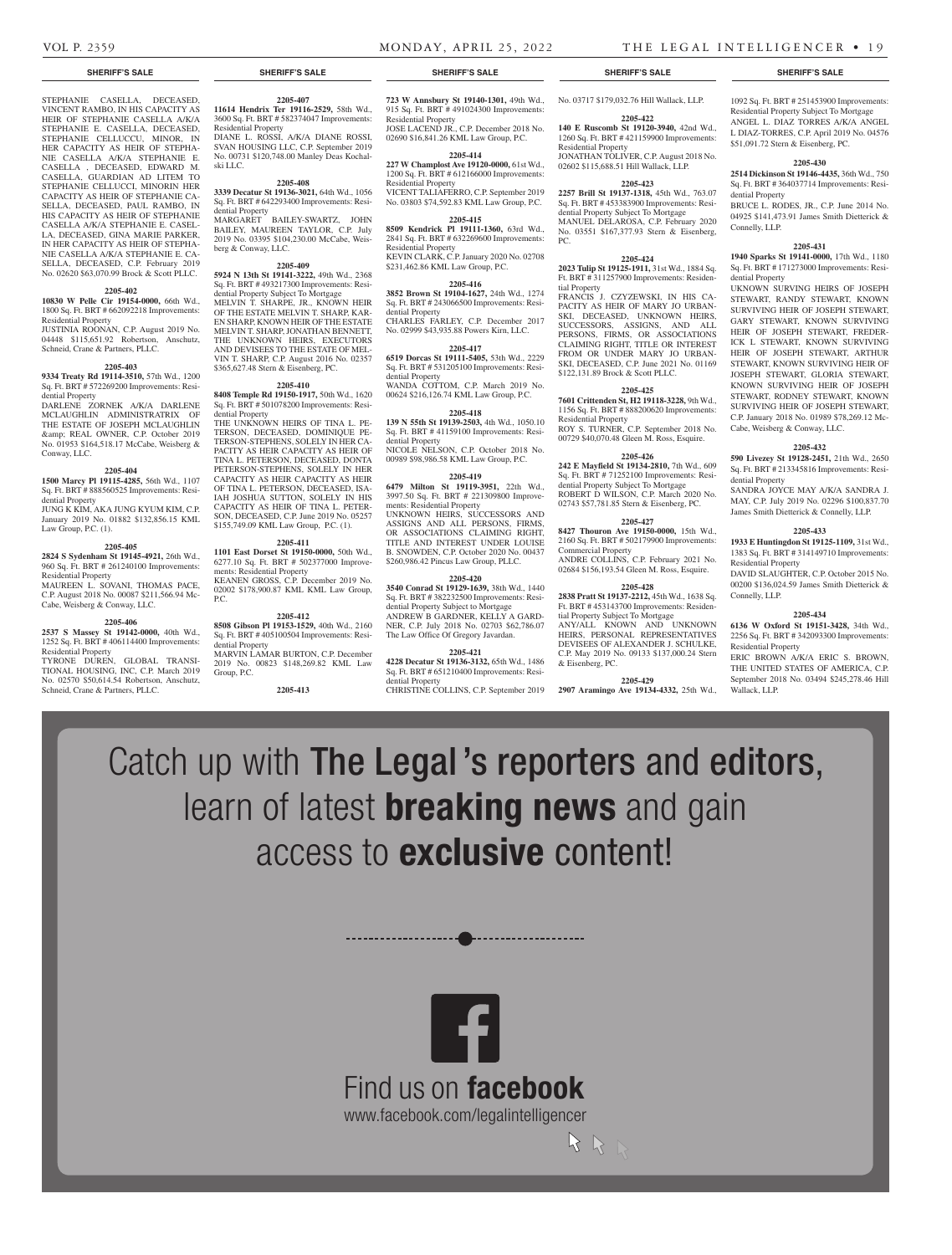**SHERIFF'S SALE**

STEPHANIE CASELLA, DECEASED, VINCENT RAMBO, IN HIS CAPACITY AS HEIR OF STEPHANIE CASELLA A/K/A STEPHANIE E. CASELLA, DECEASED, STEPHANIE CELLUCCU, MINOR, IN HER CAPACITY AS HEIR OF STEPHANIE CASELLA A/K/A STEPHANIE E. CASELLA , DECEASED, EDWARD M. CASELLA, GUARDIAN AD LITEM TO STEPHANIE CELLUCCI, MINORIN HER CAPACITY AS HEIR OF STEPHANIE CASELLA, DECEASED, PAUL RAMBO, IN HIS CAPACITY AS HEIR OF STEPHANIE CASELLA A/K/A STEPHANIE E. CASELLA, DECEASED, GINA MARIE PARKER, IN HER CAPACITY AS HEIR OF STEPHANIE CASELLA A/K/A STEPHANIE E. CASELLA, DECEASED, C.P. February 2019 No. 02620 $63,070.99 Brock & Scott PLLC.

**2205-402**

**10830 W Pelle Cir 19154-0000,** 66th Wd., 1800 Sq. Ft. BRT # 662092218 Improvements: Residential Property
JUSTINIA ROONAN, C.P. August 2019 No. 04448 $115,651.92 Robertson, Anschutz, Schneid, Crane & Partners, PLLC.

**2205-403**

**9334 Treaty Rd 19114-3510,** 57th Wd., 1200 Sq. Ft. BRT # 572269200 Improvements: Residential Property
DARLENE ZORNEK A/K/A DARLENE MCLAUGHLIN ADMINISTRATRIX OF THE ESTATE OF JOSEPH MCLAUGHLIN &amp; REAL OWNER, C.P. October 2019 No. 01953 $164,518.17 McCabe, Weisberg & Conway, LLC.

**2205-404**

**1500 Marcy Pl 19115-4285,** 56th Wd., 1107 Sq. Ft. BRT # 888560525 Improvements: Residential Property
JUNG K KIM, AKA JUNG KYUM KIM, C.P. January 2019 No. 01882 $132,856.15 KML Law Group, P.C. (1).

**2205-405**

**2824 S Sydenham St 19145-4921,** 26th Wd., 960 Sq. Ft. BRT # 261240100 Improvements: Residential Property
MAUREEN L. SOVANI, THOMAS PACE, C.P. August 2018 No. 00087 $211,566.94 McCabe, Weisberg & Conway, LLC.

**2205-406**

**2537 S Massey St 19142-0000,** 40th Wd., 1252 Sq. Ft. BRT # 406114400 Improvements: Residential Property
TYRONE DUREN, GLOBAL TRANSITIONAL HOUSING, INC, C.P. March 2019 No. 02570 $50,614.54 Robertson, Anschutz, Schneid, Crane & Partners, PLLC.

**2205-407**

**11614 Hendrix Ter 19116-2529,** 58th Wd., 3600 Sq. Ft. BRT # 582374047 Improvements: Residential Property
DIANE L. ROSSI, A/K/A DIANE ROSSI, SVAN HOUSING LLC, C.P. September 2019 No. 00731 $120,748.00 Manley Deas Kochalski LLC.

**2205-408**

**3339 Decatur St 19136-3021,** 64th Wd., 1056 Sq. Ft. BRT # 642293400 Improvements: Residential Property
MARGARET BAILEY-SWARTZ, JOHN BAILEY, MAUREEN TAYLOR, C.P. July 2019 No. 03395 $104,230.00 McCabe, Weisberg & Conway, LLC.

**2205-409**

**5924 N 13th St 19141-3222,** 49th Wd., 2368 Sq. Ft. BRT # 493217300 Improvements: Residential Property Subject To Mortgage
MELVIN T. SHARPE, JR., KNOWN HEIR OF THE ESTATE MELVIN T. SHARP, KAREN SHARP, KNOWN HEIR OF THE ESTATE MELVIN T. SHARP, JONATHAN BENNETT, THE UNKNOWN HEIRS, EXECUTORS AND DEVISEES TO THE ESTATE OF MELVIN T. SHARP, C.P. August 2016 No. 02357 $365,627.48 Stern & Eisenberg, PC.

**2205-410**

**8408 Temple Rd 19150-1917,** 50th Wd., 1620 Sq. Ft. BRT # 501078200 Improvements: Residential Property
THE UNKNOWN HEIRS OF TINA L. PETERSON, DECEASED, DOMINIQUE PETERSON-STEPHENS, SOLELY IN HER CAPACITY AS HEIR CAPACITY AS HEIR OF TINA L. PETERSON, DECEASED, DONTA PETERSON-STEPHENS, SOLELY IN HER CAPACITY AS HEIR CAPACITY AS HEIR OF TINA L. PETERSON, DECEASED, ISAIAH JOSHUA SUTTON, SOLELY IN HIS CAPACITY AS HEIR OF TINA L. PETERSON, DECEASED, C.P. June 2019 No. 05257 $155,749.09 KML Law Group, P.C. (1).

**2205-411**

**1101 East Dorset St 19150-0000,** 50th Wd., 6277.10 Sq. Ft. BRT # 502377000 Improvements: Residential Property
KEANEN GROSS, C.P. December 2019 No. 02002 $178,900.87 KML KML Law Group, P.C.

**2205-412**

**8508 Gibson Pl 19153-1529,** 40th Wd., 2160 Sq. Ft. BRT # 405100504 Improvements: Residential Property
MARVIN LAMAR BURTON, C.P. December 2019 No. 00823 $148,269.82 KML Law Group, P.C.

**2205-413**

**723 W Annsbury St 19140-1301,** 49th Wd., 915 Sq. Ft. BRT # 491024300 Improvements: Residential Property
JOSE LACEND JR., C.P. December 2018 No. 02690 $16,841.26 KML Law Group, P.C.

**2205-414**

**227 W Champlost Ave 19120-0000,** 61st Wd., 1200 Sq. Ft. BRT # 612166000 Improvements: Residential Property
VICENT TALIAFERRO, C.P. September 2019 No. 03803 $74,592.83 KML Law Group, P.C.

**2205-415**

**8509 Kendrick Pl 19111-1360,** 63rd Wd., 2841 Sq. Ft. BRT # 632269600 Improvements: Residential Property
KEVIN CLARK, C.P. January 2020 No. 02708 $231,462.86 KML Law Group, P.C.

**2205-416**

**3852 Brown St 19104-1627,** 24th Wd., 1274 Sq. Ft. BRT # 243066500 Improvements: Residential Property
CHARLES FARLEY, C.P. December 2017 No. 02999 $43,935.88 Powers Kirn, LLC.

**2205-417**

**6519 Dorcas St 19111-5405,** 53th Wd., 2229 Sq. Ft. BRT # 531205100 Improvements: Residential Property
WANDA COTTOM, C.P. March 2019 No. 00624 $216,126.74 KML Law Group, P.C.

**2205-418**

**139 N 55th St 19139-2503,** 4th Wd., 1050.10 Sq. Ft. BRT # 41159100 Improvements: Residential Property
NICOLE NELSON, C.P. October 2018 No. 00989 $98,986.58 KML Law Group, P.C.

**2205-419**

**6479 Milton St 19119-3951,** 22th Wd., 3997.50 Sq. Ft. BRT # 221309800 Improvements: Residential Property
UNKNOWN HEIRS, SUCCESSORS AND ASSIGNS AND ALL PERSONS, FIRMS, OR ASSOCIATIONS CLAIMING RIGHT, TITLE AND INTEREST UNDER LOUISE B. SNOWDEN, C.P. October 2020 No. 00437 $260,986.42 Pincus Law Group, PLLC.

**2205-420**

**3540 Conrad St 19129-1639,** 38th Wd., 1440 Sq. Ft. BRT # 382232500 Improvements: Residential Property Subject to Mortgage
ANDREW B GARDNER, KELLY A GARDNER, C.P. July 2018 No. 02703 $62,786.07 The Law Office Of Gregory Javardan.

**2205-421**

**4228 Decatur St 19136-3132,** 65th Wd., 1486 Sq. Ft. BRT # 651210400 Improvements: Residential Property
CHRISTINE COLLINS, C.P. September 2019 No. 03717 $179,032.76 Hill Wallack, LLP.

**2205-422**

**140 E Ruscomb St 19120-3940,** 42nd Wd., 1260 Sq. Ft. BRT # 421159900 Improvements: Residential Property
JONATHAN TOLIVER, C.P. August 2018 No. 02602 $115,688.51 Hill Wallack, LLP.

**2205-423**

**2257 Brill St 19137-1318,** 45th Wd., 763.07 Sq. Ft. BRT # 453383900 Improvements: Residential Property Subject To Mortgage
MANUEL DELAROSA, C.P. February 2020 No. 03551 $167,377.93 Stern & Eisenberg, PC.

**2205-424**

**2023 Tulip St 19125-1911,** 31st Wd., 1884 Sq. Ft. BRT # 311257900 Improvements: Residential Property
FRANCIS J. CZYZEWSKI, IN HIS CAPACITY AS HEIR OF MARY JO URBANSKI, DECEASED, UNKNOWN HEIRS, SUCCESSORS, ASSIGNS, AND ALL PERSONS, FIRMS, OR ASSOCIATIONS CLAIMING RIGHT, TITLE OR INTEREST FROM OR UNDER MARY JO URBANSKI, DECEASED, C.P. June 2021 No. 01169 $122,131.89 Brock & Scott PLLC.

**2205-425**

**7601 Crittenden St, H2 19118-3228,** 9th Wd., 1156 Sq. Ft. BRT # 888200620 Improvements: Residential Property
ROY S. TURNER, C.P. September 2018 No. 00729 $40,070.48 Gleen M. Ross, Esquire.

**2205-426**

**242 E Mayfield St 19134-2810,** 7th Wd., 609 Sq. Ft. BRT # 71252100 Improvements: Residential Property Subject To Mortgage
ROBERT D WILSON, C.P. March 2020 No. 02743 $57,781.85 Stern & Eisenberg, PC.

**2205-427**

**8427 Thouron Ave 19150-0000,** 15th Wd., 2160 Sq. Ft. BRT # 502179900 Improvements: Commercial Property
ANDRE COLLINS, C.P. February 2021 No. 02684 $156,193.54 Gleen M. Ross, Esquire.

**2205-428**

**2838 Pratt St 19137-2212,** 45th Wd., 1638 Sq. Ft. BRT # 453143700 Improvements: Residential Property Subject To Mortgage
ANY/ALL KNOWN AND UNKNOWN HEIRS, PERSONAL REPRESENTATIVES DEVISEES OF ALEXANDER J. SCHULKE, C.P. May 2019 No. 09133 $137,000.24 Stern & Eisenberg, PC.

**2205-429**

**2907 Aramingo Ave 19134-4332,** 25th Wd., 1092 Sq. Ft. BRT # 251453900 Improvements: Residential Property Subject To Mortgage
ANGEL L. DIAZ TORRES A/K/A ANGEL L DIAZ-TORRES, C.P. April 2019 No. 04576 $51,091.72 Stern & Eisenberg, PC.

**2205-430**

**2514 Dickinson St 19146-4435,** 36th Wd., 750 Sq. Ft. BRT # 364037714 Improvements: Residential Property
BRUCE L. RODES, JR., C.P. June 2014 No. 04925 $141,473.91 James Smith Dietterick & Connelly, LLP.

**2205-431**

**1940 Sparks St 19141-0000,** 17th Wd., 1180 Sq. Ft. BRT # 171273000 Improvements: Residential Property
UKNOWN SURVING HEIRS OF JOSEPH STEWART, RANDY STEWART, KNOWN SURVIVING HEIR OF JOSEPH STEWART, GARY STEWART, KNOWN SURVIVING HEIR OF JOSEPH STEWART, FREDERICK L STEWART, KNOWN SURVIVING HEIR OF JOSEPH STEWART, ARTHUR STEWART, KNOWN SURVIVING HEIR OF JOSEPH STEWART, GLORIA STEWART, KNOWN SURVIVING HEIR OF JOSEPH STEWART, RODNEY STEWART, KNOWN SURVIVING HEIR OF JOSEPH STEWART, C.P. January 2018 No. 01989 $78,269.12 McCabe, Weisberg & Conway, LLC.

**2205-432**

**590 Livezey St 19128-2451,** 21th Wd., 2650 Sq. Ft. BRT # 213345816 Improvements: Residential Property
SANDRA JOYCE MAY A/K/A SANDRA J. MAY, C.P. July 2019 No. 02296 $100,837.70 James Smith Dietterick & Connelly, LLP.

**2205-433**

**1933 E Huntingdon St 19125-1109,** 31st Wd., 1383 Sq. Ft. BRT # 314149710 Improvements: Residential Property
DAVID SLAUGHTER, C.P. October 2015 No. 00200 $136,024.59 James Smith Dietterick & Connelly, LLP.

**2205-434**

**6136 W Oxford St 19151-3428,** 34th Wd., 2256 Sq. Ft. BRT # 342093300 Improvements: Residential Property
ERIC BROWN A/K/A ERIC S. BROWN, THE UNITED STATES OF AMERICA, C.P. September 2018 No. 03494 $245,278.46 Hill Wallack, LLP.

Catch up with **The Legal's reporters** and **editors**, learn of latest **breaking news** and gain access to **exclusive** content!

Find us on **facebook**
www.facebook.com/legalintelligencer